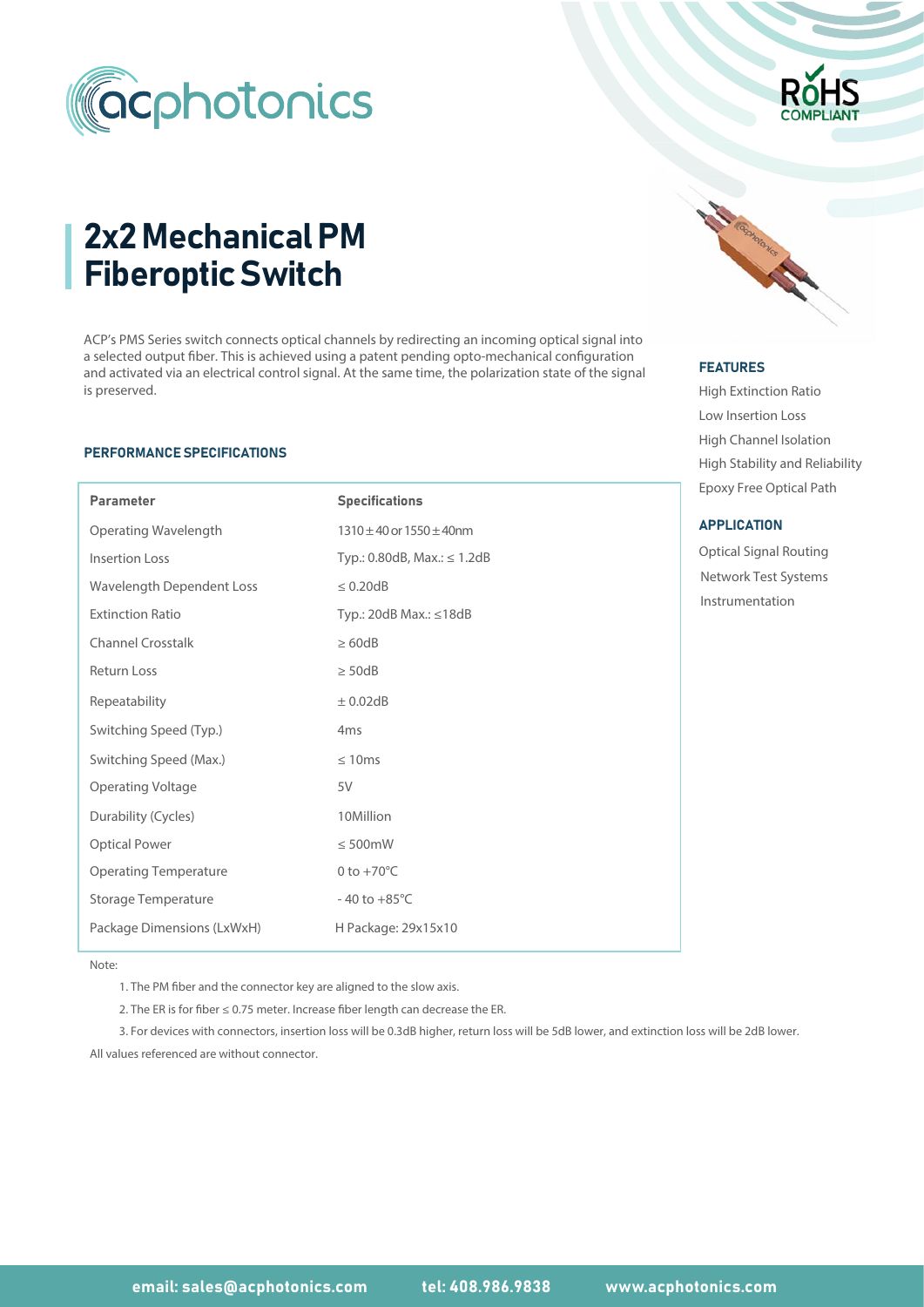# 2x2 Mechanical PM Fiberoptic Switch

ACP's PMS Series switch connects optical channels by redirecting an incoming optical signal into a selected output fiber. This is achieved using a patent pending opto-mechanical configuration and activated via an electrical control signal. At the same time, the polarization state of the signal is preserved.

## FEATURES

High Extinction Ratio
Low Insertion Loss
High Channel Isolation
High Stability and Reliability
Epoxy Free Optical Path

## APPLICATION

Optical Signal Routing
Network Test Systems
Instrumentation

## PERFORMANCE SPECIFICATIONS

| Parameter | Specifications |
| --- | --- |
| Operating Wavelength | 1310 ± 40 or 1550 ± 40nm |
| Insertion Loss | Typ.: 0.80dB, Max.: ≤ 1.2dB |
| Wavelength Dependent Loss | ≤ 0.20dB |
| Extinction Ratio | Typ.: 20dB Max.: ≤18dB |
| Channel Crosstalk | ≥ 60dB |
| Return Loss | ≥ 50dB |
| Repeatability | ± 0.02dB |
| Switching Speed (Typ.) | 4ms |
| Switching Speed (Max.) | ≤ 10ms |
| Operating Voltage | 5V |
| Durability (Cycles) | 10Million |
| Optical Power | ≤ 500mW |
| Operating Temperature | 0 to +70°C |
| Storage Temperature | - 40 to +85°C |
| Package Dimensions (LxWxH) | H Package: 29x15x10 |

Note:

1. The PM fiber and the connector key are aligned to the slow axis.
2. The ER is for fiber ≤ 0.75 meter. Increase fiber length can decrease the ER.
3. For devices with connectors, insertion loss will be 0.3dB higher, return loss will be 5dB lower, and extinction loss will be 2dB lower.

All values referenced are without connector.

email: sales@acphotonics.com tel: 408.986.9838 www.acphotonics.com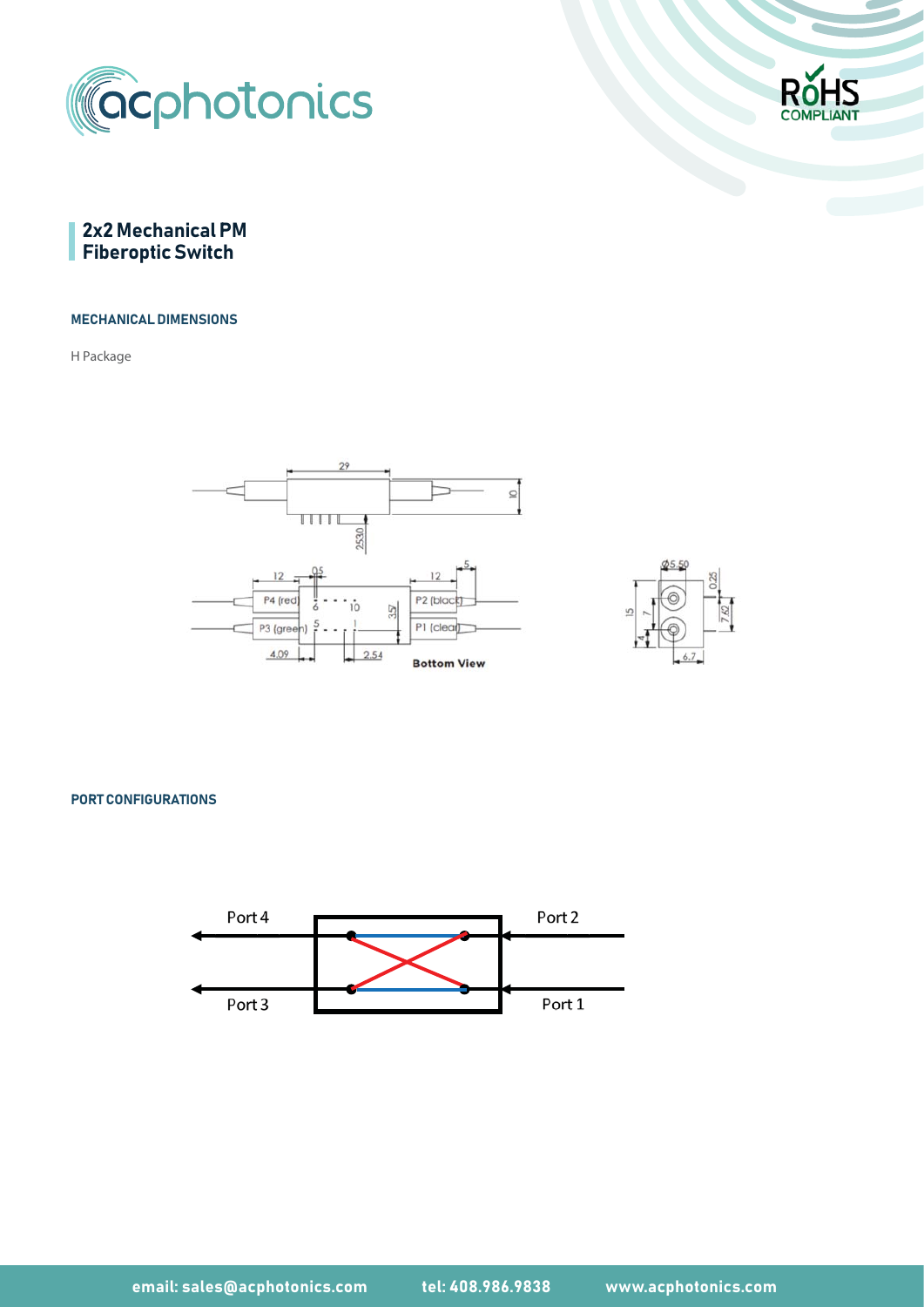# 2x2 Mechanical PM Fiberoptic Switch

## MECHANICAL DIMENSIONS

H Package

## PORT CONFIGURATIONS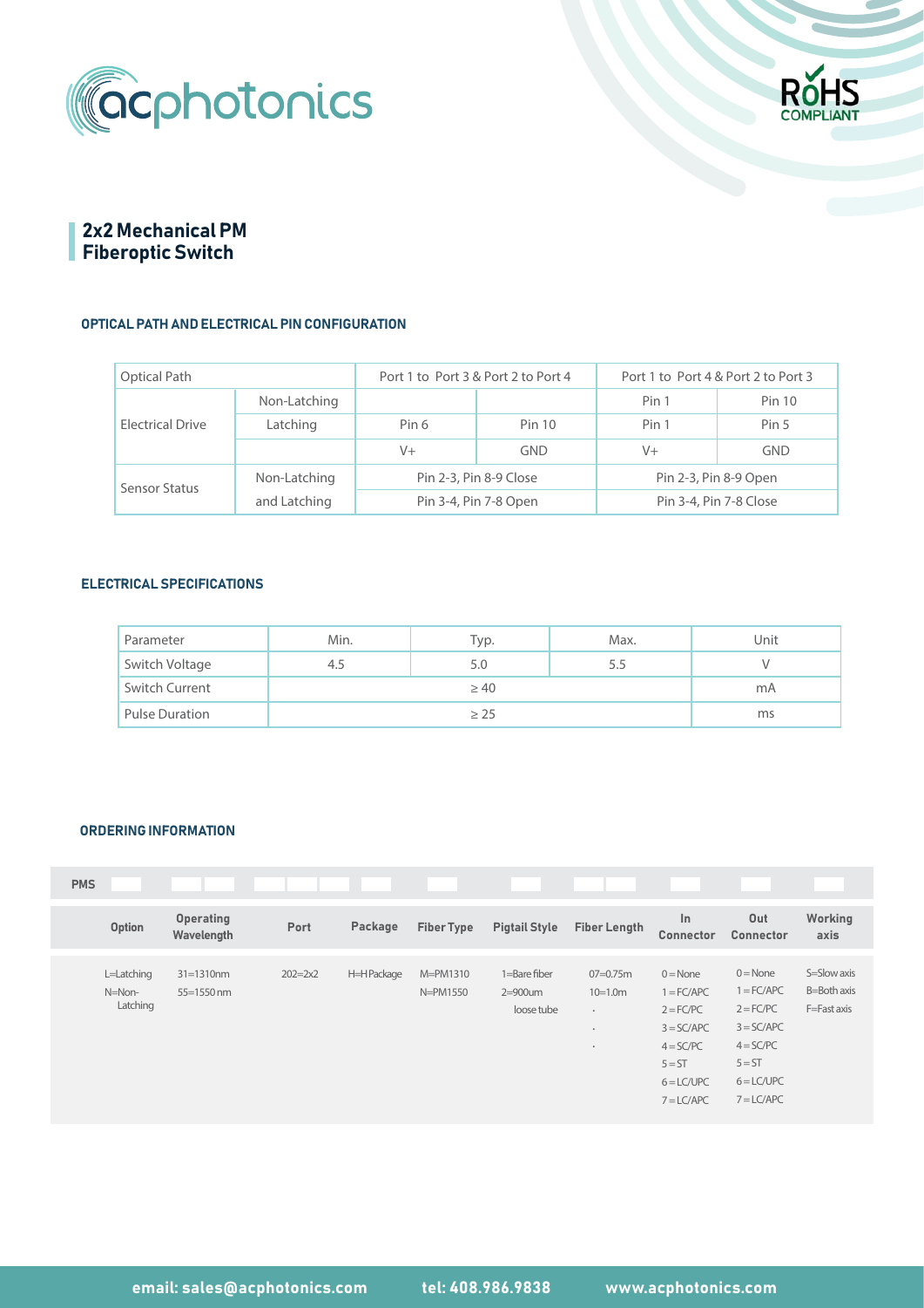## 2x2 Mechanical PM Fiberoptic Switch

### OPTICAL PATH AND ELECTRICAL PIN CONFIGURATION

| Optical Path | | Port 1 to Port 3 & Port 2 to Port 4 | | Port 1 to Port 4 & Port 2 to Port 3 | |
|---|---|---|---|---|---|
| Electrical Drive | Non-Latching | | | Pin 1 | Pin 10 |
| | Latching | Pin 6 | Pin 10 | Pin 1 | Pin 5 |
| | | V+ | GND | V+ | GND |
| Sensor Status | Non-Latching and Latching | Pin 2-3, Pin 8-9 Close | | Pin 2-3, Pin 8-9 Open | |
| | | Pin 3-4, Pin 7-8 Open | | Pin 3-4, Pin 7-8 Close | |

### ELECTRICAL SPECIFICATIONS

| Parameter | Min. | Typ. | Max. | Unit |
|---|---|---|---|---|
| Switch Voltage | 4.5 | 5.0 | 5.5 | V |
| Switch Current | | ≥ 40 | | mA |
| Pulse Duration | | ≥ 25 | | ms |

### ORDERING INFORMATION

PMS

| Option | Operating Wavelength | Port | Package | Fiber Type | Pigtail Style | Fiber Length | In Connector | Out Connector | Working axis |
|---|---|---|---|---|---|---|---|---|---|
| L=Latching<br>N=Non-Latching | 31=1310nm<br>55=1550nm | 202=2x2 | H=H Package | M=PM1310<br>N=PM1550 | 1=Bare fiber<br>2=900um loose tube | 07=0.75m<br>10=1.0m<br>.<br>.<br>. | 0 = None<br>1 = FC/APC<br>2 = FC/PC<br>3 = SC/APC<br>4 = SC/PC<br>5 = ST<br>6 = LC/UPC<br>7 = LC/APC | 0 = None<br>1 = FC/APC<br>2 = FC/PC<br>3 = SC/APC<br>4 = SC/PC<br>5 = ST<br>6 = LC/UPC<br>7 = LC/APC | S=Slow axis<br>B=Both axis<br>F=Fast axis |

email: sales@acphotonics.com tel: 408.986.9838 www.acphotonics.com